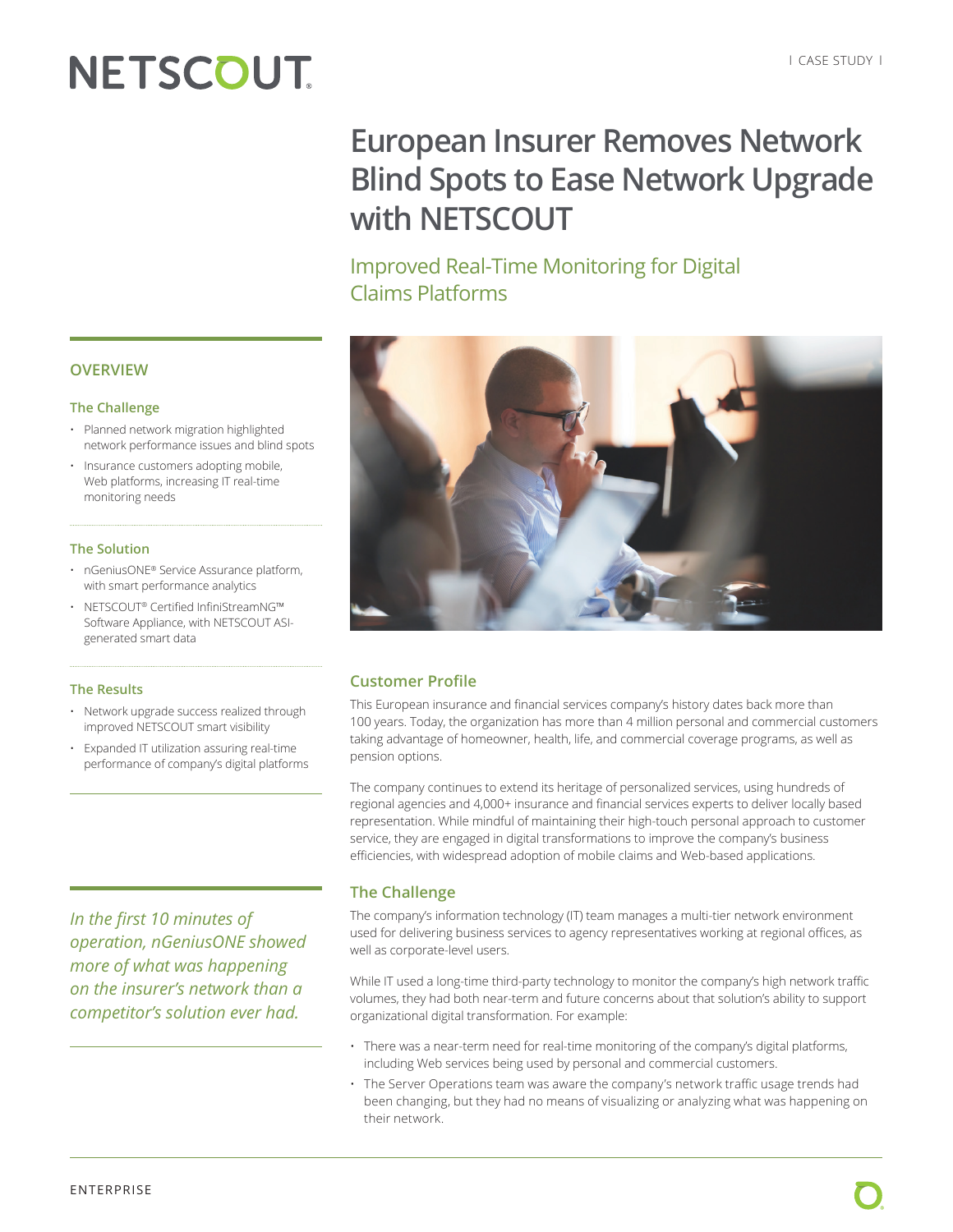# European Insurer Removes Network Blind Spots to Ease Network Upgrade with NETSCOUT

## Improved Real-Time Monitoring for Digital Claims Platforms

### OVERVIEW

#### The Challenge

- Planned network migration highlighted network performance issues and blind spots
- Insurance customers adopting mobile, Web platforms, increasing IT real-time monitoring needs

#### The Solution

- nGeniusONE® Service Assurance platform, with smart performance analytics
- NETSCOUT® Certified InfiniStreamNG™ Software Appliance, with NETSCOUT ASI-generated smart data

#### The Results

- Network upgrade success realized through improved NETSCOUT smart visibility
- Expanded IT utilization assuring real-time performance of company's digital platforms

*In the first 10 minutes of operation, nGeniusONE showed more of what was happening on the insurer's network than a competitor's solution ever had.*

## Customer Profile

This European insurance and financial services company's history dates back more than 100 years. Today, the organization has more than 4 million personal and commercial customers taking advantage of homeowner, health, life, and commercial coverage programs, as well as pension options.

The company continues to extend its heritage of personalized services, using hundreds of regional agencies and 4,000+ insurance and financial services experts to deliver locally based representation. While mindful of maintaining their high-touch personal approach to customer service, they are engaged in digital transformations to improve the company's business efficiencies, with widespread adoption of mobile claims and Web-based applications.

## The Challenge

The company's information technology (IT) team manages a multi-tier network environment used for delivering business services to agency representatives working at regional offices, as well as corporate-level users.

While IT used a long-time third-party technology to monitor the company's high network traffic volumes, they had both near-term and future concerns about that solution's ability to support organizational digital transformation. For example:

- There was a near-term need for real-time monitoring of the company's digital platforms, including Web services being used by personal and commercial customers.
- The Server Operations team was aware the company's network traffic usage trends had been changing, but they had no means of visualizing or analyzing what was happening on their network.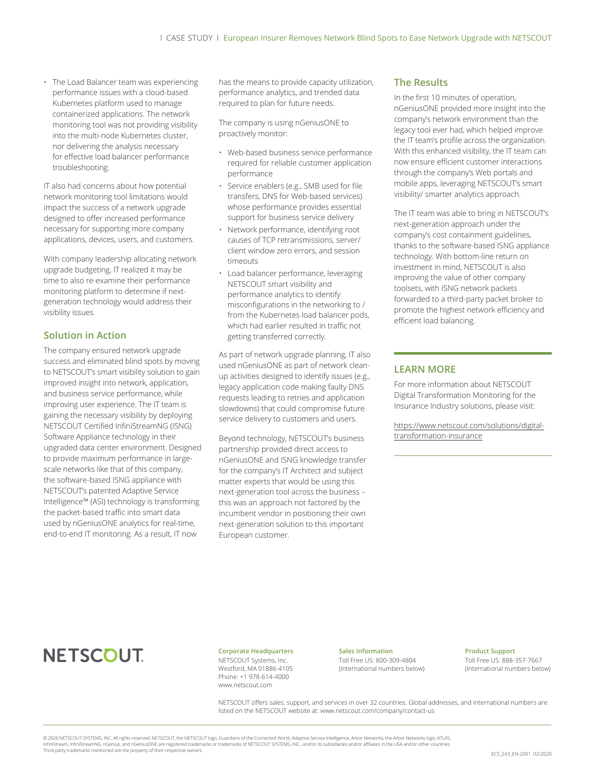- The Load Balancer team was experiencing performance issues with a cloud-based Kubernetes platform used to manage containerized applications. The network monitoring tool was not providing visibility into the multi-node Kubernetes cluster, nor delivering the analysis necessary for effective load balancer performance troubleshooting.

IT also had concerns about how potential network monitoring tool limitations would impact the success of a network upgrade designed to offer increased performance necessary for supporting more company applications, devices, users, and customers.

With company leadership allocating network upgrade budgeting, IT realized it may be time to also re-examine their performance monitoring platform to determine if next-generation technology would address their visibility issues.

## Solution in Action

The company ensured network upgrade success and eliminated blind spots by moving to NETSCOUT's smart visibility solution to gain improved insight into network, application, and business service performance, while improving user experience. The IT team is gaining the necessary visibility by deploying NETSCOUT Certified InfiniStreamNG (ISNG) Software Appliance technology in their upgraded data center environment. Designed to provide maximum performance in large-scale networks like that of this company, the software-based ISNG appliance with NETSCOUT's patented Adaptive Service Intelligence™ (ASI) technology is transforming the packet-based traffic into smart data used by nGeniusONE analytics for real-time, end-to-end IT monitoring. As a result, IT now has the means to provide capacity utilization, performance analytics, and trended data required to plan for future needs.

The company is using nGeniusONE to proactively monitor:

- Web-based business service performance required for reliable customer application performance
- Service enablers (e.g., SMB used for file transfers, DNS for Web-based services) whose performance provides essential support for business service delivery
- Network performance, identifying root causes of TCP retransmissions, server/client window zero errors, and session timeouts
- Load balancer performance, leveraging NETSCOUT smart visibility and performance analytics to identify misconfigurations in the networking to / from the Kubernetes load balancer pods, which had earlier resulted in traffic not getting transferred correctly.

As part of network upgrade planning, IT also used nGeniusONE as part of network clean-up activities designed to identify issues (e.g., legacy application code making faulty DNS requests leading to retries and application slowdowns) that could compromise future service delivery to customers and users.

Beyond technology, NETSCOUT's business partnership provided direct access to nGeniusONE and ISNG knowledge transfer for the company's IT Architect and subject matter experts that would be using this next-generation tool across the business – this was an approach not factored by the incumbent vendor in positioning their own next-generation solution to this important European customer.

## The Results

In the first 10 minutes of operation, nGeniusONE provided more insight into the company's network environment than the legacy tool ever had, which helped improve the IT team's profile across the organization. With this enhanced visibility, the IT team can now ensure efficient customer interactions through the company's Web portals and mobile apps, leveraging NETSCOUT's smart visibility/ smarter analytics approach.

The IT team was able to bring in NETSCOUT's next-generation approach under the company's cost containment guidelines, thanks to the software-based ISNG appliance technology. With bottom-line return on investment in mind, NETSCOUT is also improving the value of other company toolsets, with ISNG network packets forwarded to a third-party packet broker to promote the highest network efficiency and efficient load balancing.

## LEARN MORE

For more information about NETSCOUT Digital Transformation Monitoring for the Insurance Industry solutions, please visit:

https://www.netscout.com/solutions/digital-transformation-insurance

NETSCOUT.

**Corporate Headquarters**
NETSCOUT Systems, Inc.
Westford, MA 01886-4105
Phone: +1 978-614-4000
www.netscout.com

**Sales Information**
Toll Free US: 800-309-4804
(International numbers below)

**Product Support**
Toll Free US: 888-357-7667
(International numbers below)

NETSCOUT offers sales, support, and services in over 32 countries. Global addresses, and international numbers are listed on the NETSCOUT website at: www.netscout.com/company/contact-us

© 2020 NETSCOUT SYSTEMS, INC. All rights reserved. NETSCOUT, the NETSCOUT logo, Guardians of the Connected World, Adaptive Service Intelligence, Arbor Networks, the Arbor Networks logo, ATLAS, InfiniStream, InfiniStreamNG, nGenius, and nGeniusONE are registered trademarks or trademarks of NETSCOUT SYSTEMS, INC., and/or its subsidiaries and/or affiliates in the USA and/or other countries. Third-party trademarks mentioned are the property of their respective owners.

ECS_243_EN-2001 02/2020